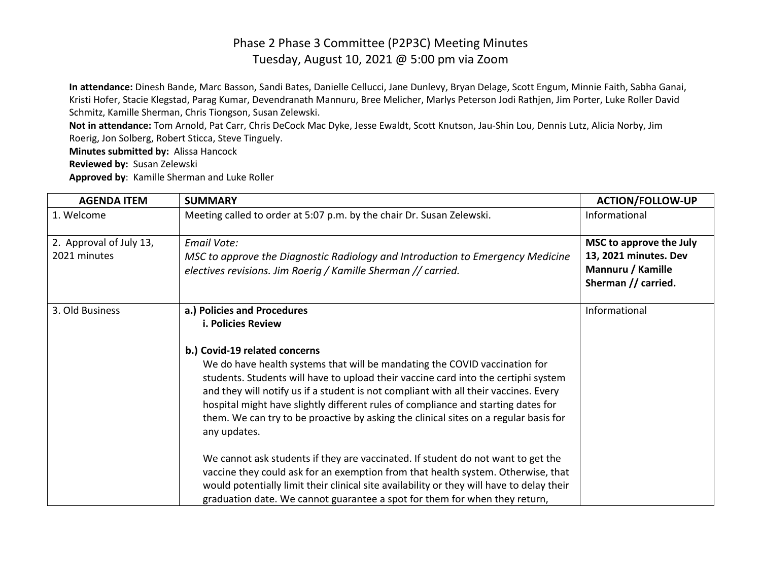# Phase 2 Phase 3 Committee (P2P3C) Meeting Minutes

## Tuesday, August 10, 2021 @ 5:00 pm via Zoom

**In attendance:** Dinesh Bande, Marc Basson, Sandi Bates, Danielle Cellucci, Jane Dunlevy, Bryan Delage, Scott Engum, Minnie Faith, Sabha Ganai, Kristi Hofer, Stacie Klegstad, Parag Kumar, Devendranath Mannuru, Bree Melicher, Marlys Peterson Jodi Rathjen, Jim Porter, Luke Roller David Schmitz, Kamille Sherman, Chris Tiongson, Susan Zelewski.

**Not in attendance:** Tom Arnold, Pat Carr, Chris DeCock Mac Dyke, Jesse Ewaldt, Scott Knutson, Jau-Shin Lou, Dennis Lutz, Alicia Norby, Jim Roerig, Jon Solberg, Robert Sticca, Steve Tinguely.

**Minutes submitted by:** Alissa Hancock

**Reviewed by:** Susan Zelewski

**Approved by**: Kamille Sherman and Luke Roller

| AGENDA ITEM | SUMMARY | ACTION/FOLLOW-UP |
|---|---|---|
| 1. Welcome | Meeting called to order at 5:07 p.m. by the chair Dr. Susan Zelewski. | Informational |
| 2. Approval of July 13, 2021 minutes | *Email Vote:*<br>*MSC to approve the Diagnostic Radiology and Introduction to Emergency Medicine electives revisions. Jim Roerig / Kamille Sherman // carried.* | **MSC to approve the July 13, 2021 minutes. Dev Mannuru / Kamille Sherman // carried.** |
| 3. Old Business | **a.) Policies and Procedures**<br>**i. Policies Review**<br><br>**b.) Covid-19 related concerns**<br>We do have health systems that will be mandating the COVID vaccination for students. Students will have to upload their vaccine card into the certiphi system and they will notify us if a student is not compliant with all their vaccines. Every hospital might have slightly different rules of compliance and starting dates for them. We can try to be proactive by asking the clinical sites on a regular basis for any updates.<br><br>We cannot ask students if they are vaccinated. If student do not want to get the vaccine they could ask for an exemption from that health system. Otherwise, that would potentially limit their clinical site availability or they will have to delay their graduation date. We cannot guarantee a spot for them for when they return, | Informational |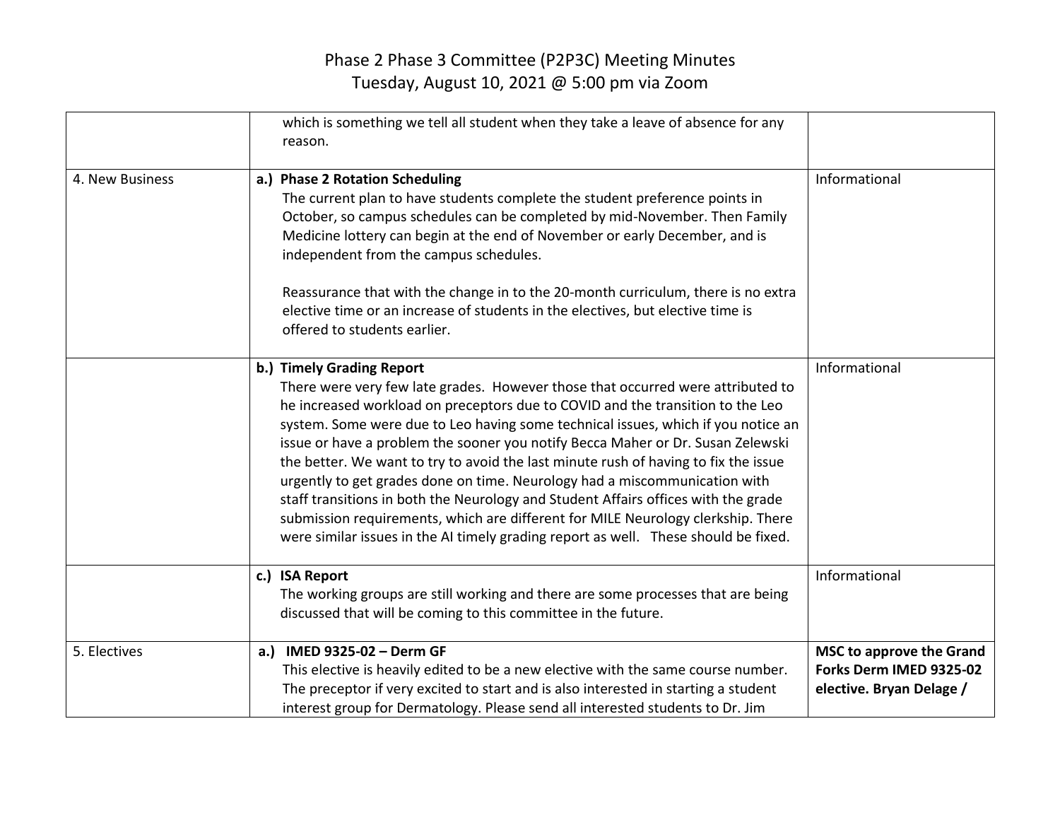# Phase 2 Phase 3 Committee (P2P3C) Meeting Minutes
## Tuesday, August 10, 2021 @ 5:00 pm via Zoom

| | | |
|---|---|---|
| | which is something we tell all student when they take a leave of absence for any reason. | |
| 4. New Business | **a.) Phase 2 Rotation Scheduling**<br>The current plan to have students complete the student preference points in October, so campus schedules can be completed by mid-November. Then Family Medicine lottery can begin at the end of November or early December, and is independent from the campus schedules.<br><br>Reassurance that with the change in to the 20-month curriculum, there is no extra elective time or an increase of students in the electives, but elective time is offered to students earlier. | Informational |
| | **b.) Timely Grading Report**<br>There were very few late grades. However those that occurred were attributed to he increased workload on preceptors due to COVID and the transition to the Leo system. Some were due to Leo having some technical issues, which if you notice an issue or have a problem the sooner you notify Becca Maher or Dr. Susan Zelewski the better. We want to try to avoid the last minute rush of having to fix the issue urgently to get grades done on time. Neurology had a miscommunication with staff transitions in both the Neurology and Student Affairs offices with the grade submission requirements, which are different for MILE Neurology clerkship. There were similar issues in the AI timely grading report as well. These should be fixed. | Informational |
| | **c.) ISA Report**<br>The working groups are still working and there are some processes that are being discussed that will be coming to this committee in the future. | Informational |
| 5. Electives | **a.) IMED 9325-02 – Derm GF**<br>This elective is heavily edited to be a new elective with the same course number. The preceptor if very excited to start and is also interested in starting a student interest group for Dermatology. Please send all interested students to Dr. Jim | **MSC to approve the Grand Forks Derm IMED 9325-02 elective. Bryan Delage /** |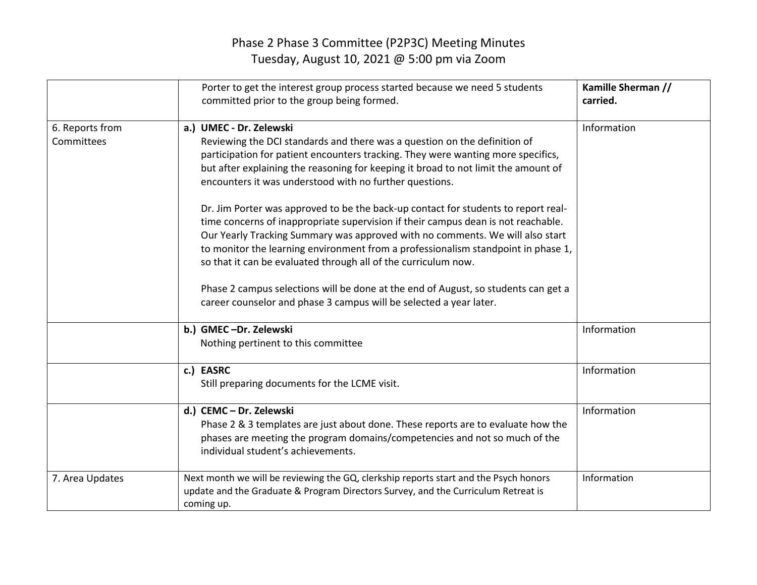# Phase 2 Phase 3 Committee (P2P3C) Meeting Minutes

Tuesday, August 10, 2021 @ 5:00 pm via Zoom

| | | |
|---|---|---|
| | Porter to get the interest group process started because we need 5 students committed prior to the group being formed. | **Kamille Sherman // carried.** |
| 6. Reports from Committees | **a.) UMEC - Dr. Zelewski**<br>Reviewing the DCI standards and there was a question on the definition of participation for patient encounters tracking. They were wanting more specifics, but after explaining the reasoning for keeping it broad to not limit the amount of encounters it was understood with no further questions.<br><br>Dr. Jim Porter was approved to be the back-up contact for students to report real-time concerns of inappropriate supervision if their campus dean is not reachable. Our Yearly Tracking Summary was approved with no comments. We will also start to monitor the learning environment from a professionalism standpoint in phase 1, so that it can be evaluated through all of the curriculum now.<br><br>Phase 2 campus selections will be done at the end of August, so students can get a career counselor and phase 3 campus will be selected a year later. | Information |
| | **b.) GMEC –Dr. Zelewski**<br>Nothing pertinent to this committee | Information |
| | **c.) EASRC**<br>Still preparing documents for the LCME visit. | Information |
| | **d.) CEMC – Dr. Zelewski**<br>Phase 2 & 3 templates are just about done. These reports are to evaluate how the phases are meeting the program domains/competencies and not so much of the individual student's achievements. | Information |
| 7. Area Updates | Next month we will be reviewing the GQ, clerkship reports start and the Psych honors update and the Graduate & Program Directors Survey, and the Curriculum Retreat is coming up. | Information |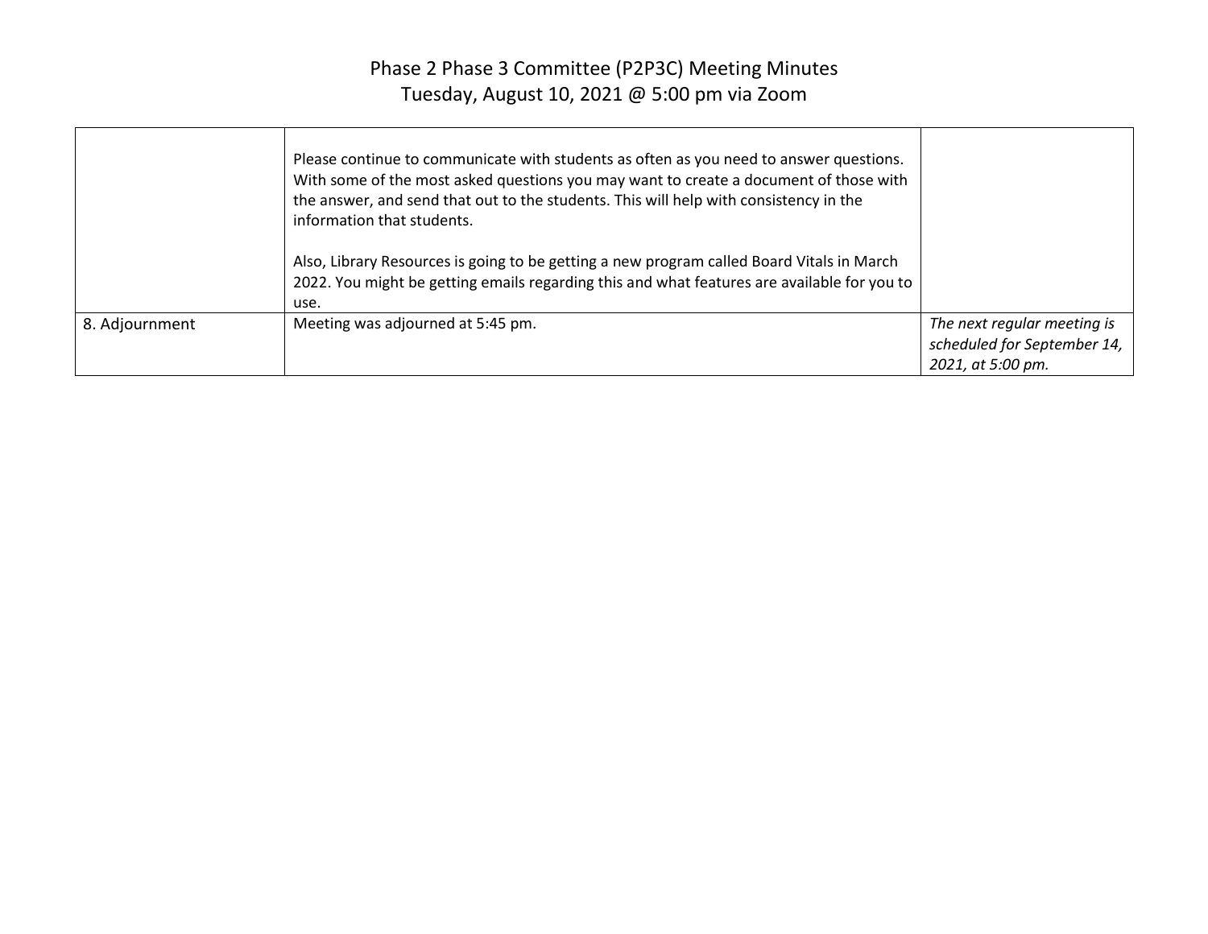| | | |
|---|---|---|
| | Please continue to communicate with students as often as you need to answer questions. With some of the most asked questions you may want to create a document of those with the answer, and send that out to the students. This will help with consistency in the information that students.<br><br>Also, Library Resources is going to be getting a new program called Board Vitals in March 2022. You might be getting emails regarding this and what features are available for you to use. | |
| 8. Adjournment | Meeting was adjourned at 5:45 pm. | *The next regular meeting is scheduled for September 14, 2021, at 5:00 pm.* |